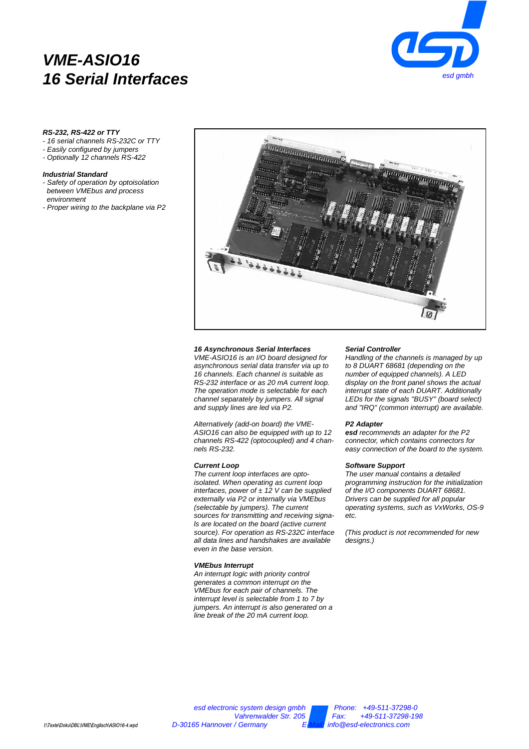# VME-ASIO16
# 16 Serial Interfaces

esd gmbh

***RS-232, RS-422 or TTY***
- *16 serial channels RS-232C or TTY*
- *Easily configured by jumpers*
- *Optionally 12 channels RS-422*

***Industrial Standard***
- *Safety of operation by optoisolation between VMEbus and process environment*
- *Proper wiring to the backplane via P2*

***16 Asynchronous Serial Interfaces***

*VME-ASIO16 is an I/O board designed for asynchronous serial data transfer via up to 16 channels. Each channel is suitable as RS-232 interface or as 20 mA current loop. The operation mode is selectable for each channel separately by jumpers. All signal and supply lines are led via P2.*

*Alternatively (add-on board) the VME-ASIO16 can also be equipped with up to 12 channels RS-422 (optocoupled) and 4 channels RS-232.*

***Current Loop***

*The current loop interfaces are opto-isolated. When operating as current loop interfaces, power of ± 12 V can be supplied externally via P2 or internally via VMEbus (selectable by jumpers). The current sources for transmitting and receiving signals are located on the board (active current source). For operation as RS-232C interface all data lines and handshakes are available even in the base version.*

***VMEbus Interrupt***

*An interrupt logic with priority control generates a common interrupt on the VMEbus for each pair of channels. The interrupt level is selectable from 1 to 7 by jumpers. An interrupt is also generated on a line break of the 20 mA current loop.*

***Serial Controller***

*Handling of the channels is managed by up to 8 DUART 68681 (depending on the number of equipped channels). A LED display on the front panel shows the actual interrupt state of each DUART. Additionally LEDs for the signals "BUSY" (board select) and "IRQ" (common interrupt) are available.*

***P2 Adapter***

***esd** recommends an adapter for the P2 connector, which contains connectors for easy connection of the board to the system.*

***Software Support***

*The user manual contains a detailed programming instruction for the initialization of the I/O components DUART 68681. Drivers can be supplied for all popular operating systems, such as VxWorks, OS-9 etc.*

*(This product is not recommended for new designs.)*

*esd electronic system design gmbh*
*Vahrenwalder Str. 205*
*D-30165 Hannover / Germany*

*Phone: +49-511-37298-0*
*Fax: +49-511-37298-198*
*E-Mail: info@esd-electronics.com*

*I:\Texte\Doku\DBL\VME\Englisch\ASIO16-4.wpd*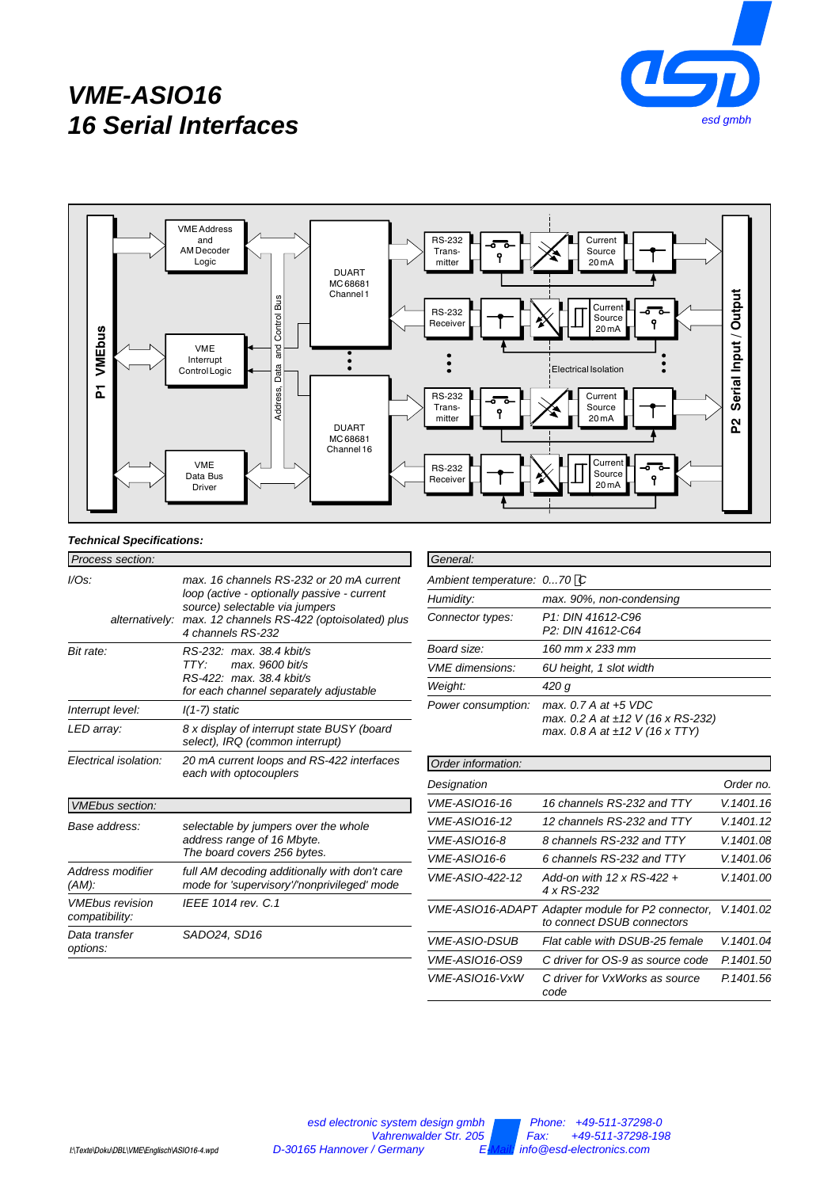# VME-ASIO16
# 16 Serial Interfaces

esd gmbh

P1 VMEbus

VME Address and AM Decoder Logic

VME Interrupt Control Logic

VME Data Bus Driver

Address, Data and Control Bus

DUART MC68681 Channel 1

DUART MC68681 Channel 16

RS-232 Trans-mitter

RS-232 Receiver

Current Source 20 mA

Electrical Isolation

P2 Serial Input / Output

### Technical Specifications:

| Process section: | |
|---|---|
| I/Os: | max. 16 channels RS-232 or 20 mA current loop (active - optionally passive - current source) selectable via jumpers |
| alternatively: | max. 12 channels RS-422 (optoisolated) plus 4 channels RS-232 |
| Bit rate: | RS-232: max. 38.4 kbit/s<br>TTY: max. 9600 bit/s<br>RS-422: max. 38.4 kbit/s<br>for each channel separately adjustable |
| Interrupt level: | I(1-7) static |
| LED array: | 8 x display of interrupt state BUSY (board select), IRQ (common interrupt) |
| Electrical isolation: | 20 mA current loops and RS-422 interfaces each with optocouplers |

| VMEbus section: | |
|---|---|
| Base address: | selectable by jumpers over the whole address range of 16 Mbyte. The board covers 256 bytes. |
| Address modifier (AM): | full AM decoding additionally with don't care mode for 'supervisory'/'nonprivileged' mode |
| VMEbus revision compatibility: | IEEE 1014 rev. C.1 |
| Data transfer options: | SADO24, SD16 |

| General: | |
|---|---|
| Ambient temperature: | 0...70 °C |
| Humidity: | max. 90%, non-condensing |
| Connector types: | P1: DIN 41612-C96<br>P2: DIN 41612-C64 |
| Board size: | 160 mm x 233 mm |
| VME dimensions: | 6U height, 1 slot width |
| Weight: | 420 g |
| Power consumption: | max. 0.7 A at +5 VDC<br>max. 0.2 A at ±12 V (16 x RS-232)<br>max. 0.8 A at ±12 V (16 x TTY) |

| Order information: | | |
|---|---|---|
| Designation | | Order no. |
| VME-ASIO16-16 | 16 channels RS-232 and TTY | V.1401.16 |
| VME-ASIO16-12 | 12 channels RS-232 and TTY | V.1401.12 |
| VME-ASIO16-8 | 8 channels RS-232 and TTY | V.1401.08 |
| VME-ASIO16-6 | 6 channels RS-232 and TTY | V.1401.06 |
| VME-ASIO-422-12 | Add-on with 12 x RS-422 + 4 x RS-232 | V.1401.00 |
| VME-ASIO16-ADAPT | Adapter module for P2 connector, to connect DSUB connectors | V.1401.02 |
| VME-ASIO-DSUB | Flat cable with DSUB-25 female | V.1401.04 |
| VME-ASIO16-OS9 | C driver for OS-9 as source code | P.1401.50 |
| VME-ASIO16-VxW | C driver for VxWorks as source code | P.1401.56 |

I:\Texte\Doku\DBL\VME\Englisch\ASIO16-4.wpd

esd electronic system design gmbh
Vahrenwalder Str. 205
D-30165 Hannover / Germany

Phone: +49-511-37298-0
Fax: +49-511-37298-198
E-Mail: info@esd-electronics.com